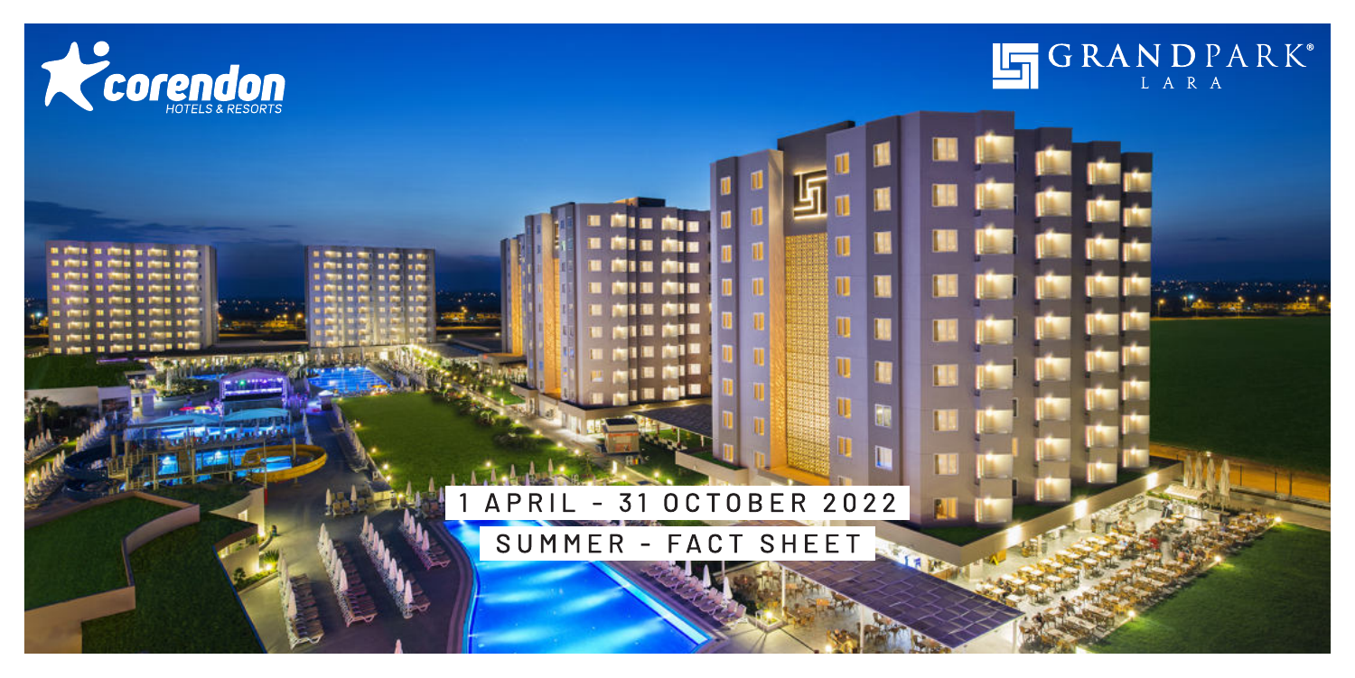corendon HOTELS & RESORTS

GRANDPARK® LARA

# 1 APRIL - 31 OCTOBER 2022

## SUMMER - FACT SHEET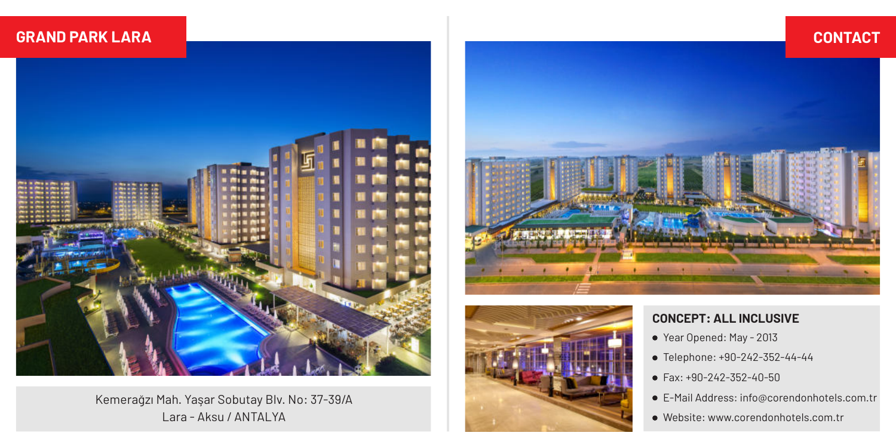## GRAND PARK LARA

Kemerağzı Mah. Yaşar Sobutay Blv. No: 37-39/A
Lara - Aksu / ANTALYA

## CONTACT

### CONCEPT: ALL INCLUSIVE

- Year Opened: May - 2013
- Telephone: +90-242-352-44-44
- Fax: +90-242-352-40-50
- E-Mail Address: info@corendonhotels.com.tr
- Website: www.corendonhotels.com.tr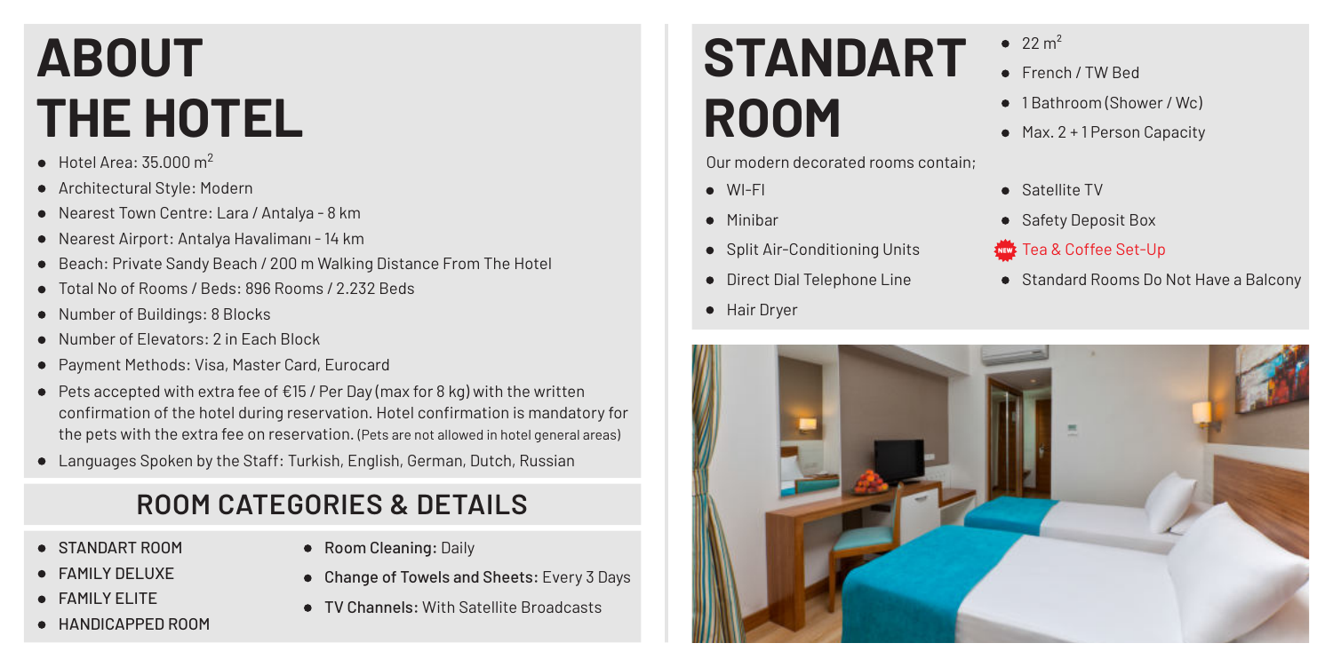# ABOUT THE HOTEL

- Hotel Area: 35.000 $m^2$
- Architectural Style: Modern
- Nearest Town Centre: Lara / Antalya - 8 km
- Nearest Airport: Antalya Havalimanı - 14 km
- Beach: Private Sandy Beach / 200 m Walking Distance From The Hotel
- Total No of Rooms / Beds: 896 Rooms / 2.232 Beds
- Number of Buildings: 8 Blocks
- Number of Elevators: 2 in Each Block
- Payment Methods: Visa, Master Card, Eurocard
- Pets accepted with extra fee of €15 / Per Day (max for 8 kg) with the written confirmation of the hotel during reservation. Hotel confirmation is mandatory for the pets with the extra fee on reservation. (Pets are not allowed in hotel general areas)
- Languages Spoken by the Staff: Turkish, English, German, Dutch, Russian

## ROOM CATEGORIES & DETAILS

- STANDART ROOM
- FAMILY DELUXE
- FAMILY ELITE
- HANDICAPPED ROOM

- **Room Cleaning:** Daily
- **Change of Towels and Sheets:** Every 3 Days
- **TV Channels:** With Satellite Broadcasts

# STANDART ROOM

- 22 $m^2$
- French / TW Bed
- 1 Bathroom (Shower / Wc)
- Max. 2 + 1 Person Capacity

Our modern decorated rooms contain;

- WI-FI
- Minibar
- Split Air-Conditioning Units
- Direct Dial Telephone Line
- Hair Dryer
- Satellite TV
- Safety Deposit Box
- NEW Tea & Coffee Set-Up
- Standard Rooms Do Not Have a Balcony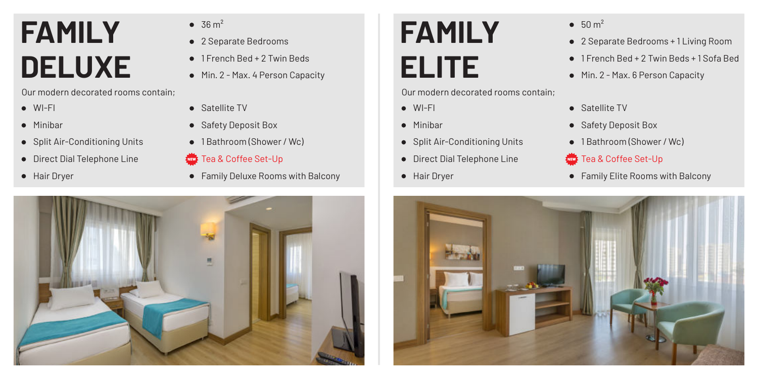# FAMILY DELUXE

- 36 $m^2$
- 2 Separate Bedrooms
- 1 French Bed + 2 Twin Beds
- Min. 2 - Max. 4 Person Capacity

Our modern decorated rooms contain;

- WI-FI
- Minibar
- Split Air-Conditioning Units
- Direct Dial Telephone Line
- Hair Dryer
- Satellite TV
- Safety Deposit Box
- 1 Bathroom (Shower / Wc)
- NEW Tea & Coffee Set-Up
- Family Deluxe Rooms with Balcony

# FAMILY ELITE

- 50 $m^2$
- 2 Separate Bedrooms + 1 Living Room
- 1 French Bed + 2 Twin Beds + 1 Sofa Bed
- Min. 2 - Max. 6 Person Capacity

Our modern decorated rooms contain;

- WI-FI
- Minibar
- Split Air-Conditioning Units
- Direct Dial Telephone Line
- Hair Dryer
- Satellite TV
- Safety Deposit Box
- 1 Bathroom (Shower / Wc)
- NEW Tea & Coffee Set-Up
- Family Elite Rooms with Balcony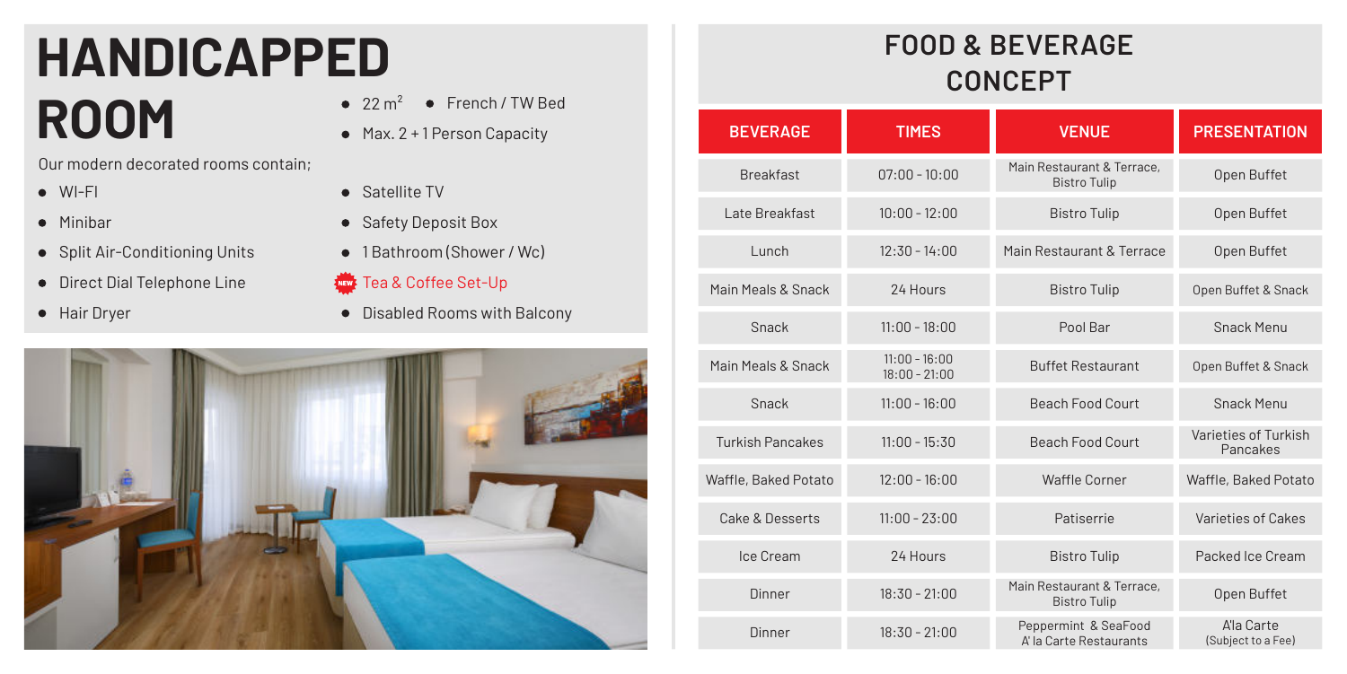# HANDICAPPED ROOM

- $22 m^2$
- French / TW Bed
- Max. 2 + 1 Person Capacity

Our modern decorated rooms contain;

- WI-FI
- Minibar
- Split Air-Conditioning Units
- Direct Dial Telephone Line
- Hair Dryer
- Satellite TV
- Safety Deposit Box
- 1 Bathroom (Shower / Wc)
- NEW Tea & Coffee Set-Up
- Disabled Rooms with Balcony

# FOOD & BEVERAGE CONCEPT

| BEVERAGE | TIMES | VENUE | PRESENTATION |
|---|---|---|---|
| Breakfast | 07:00 - 10:00 | Main Restaurant & Terrace, Bistro Tulip | Open Buffet |
| Late Breakfast | 10:00 - 12:00 | Bistro Tulip | Open Buffet |
| Lunch | 12:30 - 14:00 | Main Restaurant & Terrace | Open Buffet |
| Main Meals & Snack | 24 Hours | Bistro Tulip | Open Buffet & Snack |
| Snack | 11:00 - 18:00 | Pool Bar | Snack Menu |
| Main Meals & Snack | 11:00 - 16:00<br>18:00 - 21:00 | Buffet Restaurant | Open Buffet & Snack |
| Snack | 11:00 - 16:00 | Beach Food Court | Snack Menu |
| Turkish Pancakes | 11:00 - 15:30 | Beach Food Court | Varieties of Turkish Pancakes |
| Waffle, Baked Potato | 12:00 - 16:00 | Waffle Corner | Waffle, Baked Potato |
| Cake & Desserts | 11:00 - 23:00 | Patiserrie | Varieties of Cakes |
| Ice Cream | 24 Hours | Bistro Tulip | Packed Ice Cream |
| Dinner | 18:30 - 21:00 | Main Restaurant & Terrace, Bistro Tulip | Open Buffet |
| Dinner | 18:30 - 21:00 | Peppermint & SeaFood A' la Carte Restaurants | A'la Carte (Subject to a Fee) |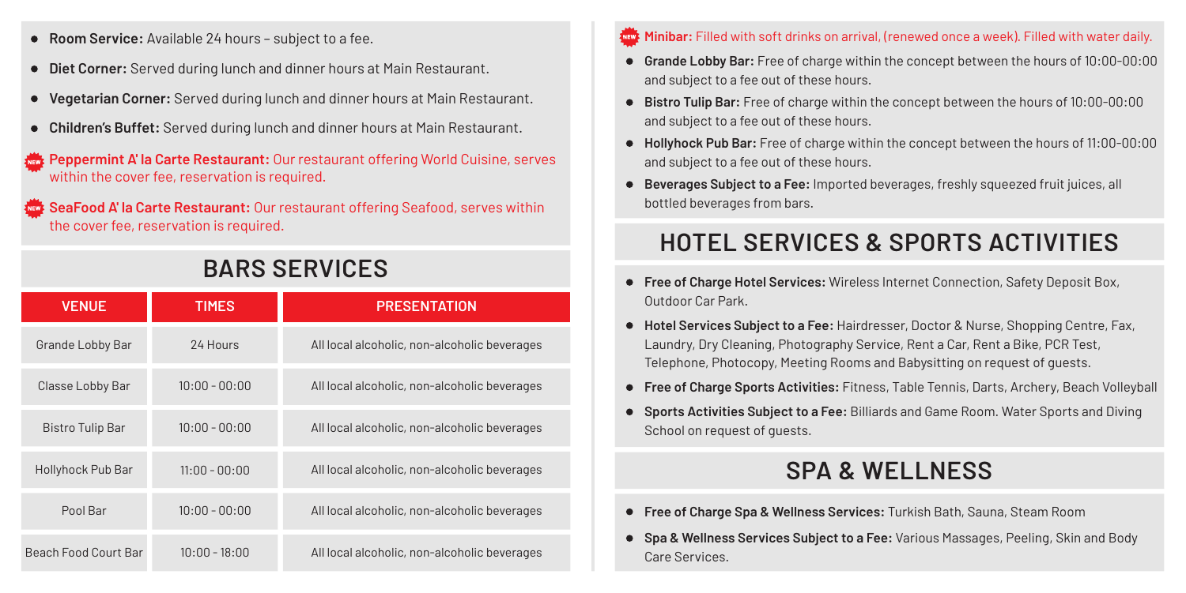- **Room Service:** Available 24 hours – subject to a fee.
- **Diet Corner:** Served during lunch and dinner hours at Main Restaurant.
- **Vegetarian Corner:** Served during lunch and dinner hours at Main Restaurant.
- **Children's Buffet:** Served during lunch and dinner hours at Main Restaurant.
- NEW **Peppermint A' la Carte Restaurant:** Our restaurant offering World Cuisine, serves within the cover fee, reservation is required.
- NEW **SeaFood A' la Carte Restaurant:** Our restaurant offering Seafood, serves within the cover fee, reservation is required.

## BARS SERVICES

| VENUE | TIMES | PRESENTATION |
|---|---|---|
| Grande Lobby Bar | 24 Hours | All local alcoholic, non-alcoholic beverages |
| Classe Lobby Bar | 10:00 - 00:00 | All local alcoholic, non-alcoholic beverages |
| Bistro Tulip Bar | 10:00 - 00:00 | All local alcoholic, non-alcoholic beverages |
| Hollyhock Pub Bar | 11:00 - 00:00 | All local alcoholic, non-alcoholic beverages |
| Pool Bar | 10:00 - 00:00 | All local alcoholic, non-alcoholic beverages |
| Beach Food Court Bar | 10:00 - 18:00 | All local alcoholic, non-alcoholic beverages |

- NEW **Minibar:** Filled with soft drinks on arrival, (renewed once a week). Filled with water daily.
- **Grande Lobby Bar:** Free of charge within the concept between the hours of 10:00-00:00 and subject to a fee out of these hours.
- **Bistro Tulip Bar:** Free of charge within the concept between the hours of 10:00-00:00 and subject to a fee out of these hours.
- **Hollyhock Pub Bar:** Free of charge within the concept between the hours of 11:00-00:00 and subject to a fee out of these hours.
- **Beverages Subject to a Fee:** Imported beverages, freshly squeezed fruit juices, all bottled beverages from bars.

## HOTEL SERVICES & SPORTS ACTIVITIES

- **Free of Charge Hotel Services:** Wireless Internet Connection, Safety Deposit Box, Outdoor Car Park.
- **Hotel Services Subject to a Fee:** Hairdresser, Doctor & Nurse, Shopping Centre, Fax, Laundry, Dry Cleaning, Photography Service, Rent a Car, Rent a Bike, PCR Test, Telephone, Photocopy, Meeting Rooms and Babysitting on request of guests.
- **Free of Charge Sports Activities:** Fitness, Table Tennis, Darts, Archery, Beach Volleyball
- **Sports Activities Subject to a Fee:** Billiards and Game Room. Water Sports and Diving School on request of guests.

## SPA & WELLNESS

- **Free of Charge Spa & Wellness Services:** Turkish Bath, Sauna, Steam Room
- **Spa & Wellness Services Subject to a Fee:** Various Massages, Peeling, Skin and Body Care Services.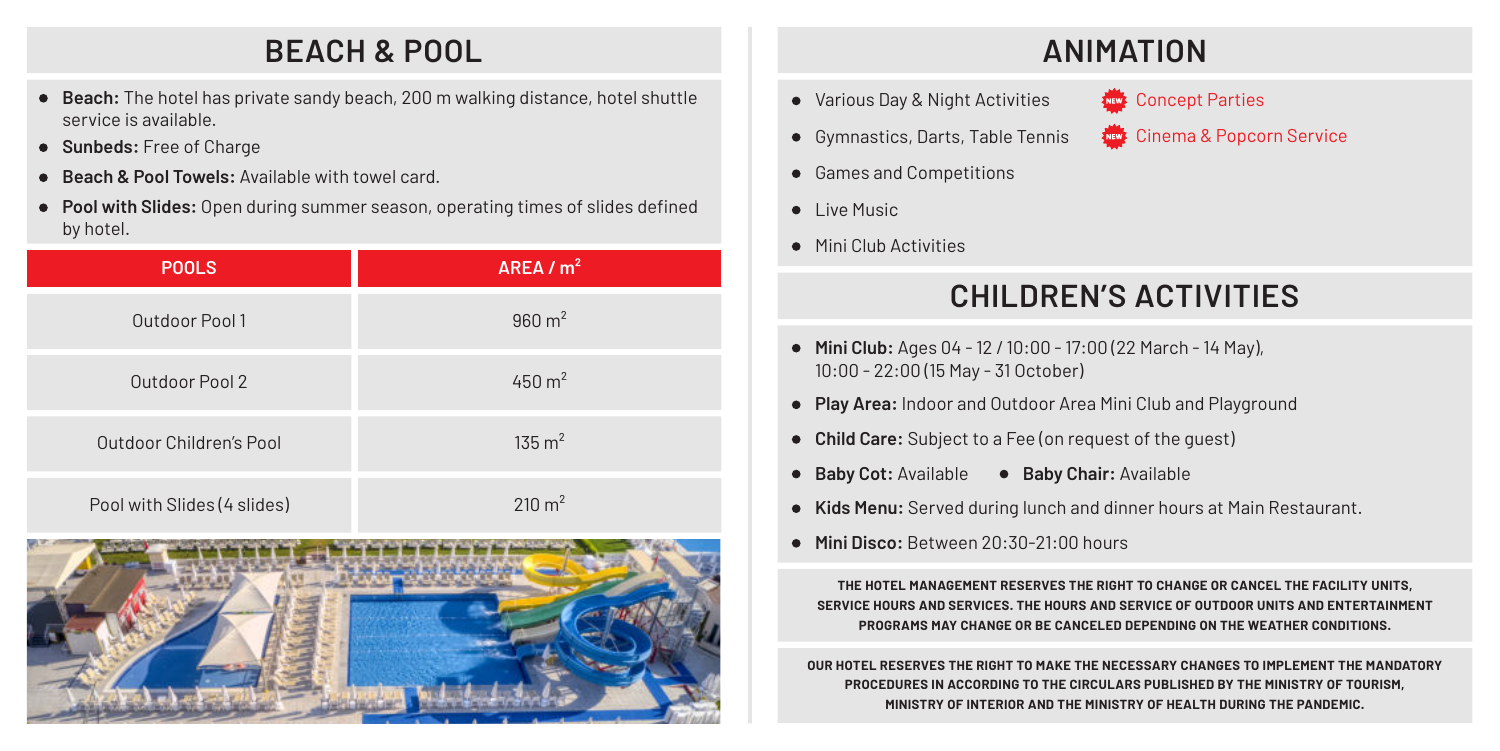## BEACH & POOL

- **Beach:** The hotel has private sandy beach, 200 m walking distance, hotel shuttle service is available.
- **Sunbeds:** Free of Charge
- **Beach & Pool Towels:** Available with towel card.
- **Pool with Slides:** Open during summer season, operating times of slides defined by hotel.

| POOLS | AREA / $m^2$ |
|---|---|
| Outdoor Pool 1 | 960 $m^2$ |
| Outdoor Pool 2 | 450 $m^2$ |
| Outdoor Children's Pool | 135 $m^2$ |
| Pool with Slides (4 slides) | 210 $m^2$ |

## ANIMATION

- Various Day & Night Activities
- Gymnastics, Darts, Table Tennis
- Games and Competitions
- Live Music
- Mini Club Activities

NEW Concept Parties

NEW Cinema & Popcorn Service

## CHILDREN'S ACTIVITIES

- **Mini Club:** Ages 04 - 12 / 10:00 - 17:00 (22 March - 14 May), 10:00 - 22:00 (15 May - 31 October)
- **Play Area:** Indoor and Outdoor Area Mini Club and Playground
- **Child Care:** Subject to a Fee (on request of the guest)
- **Baby Cot:** Available
- **Baby Chair:** Available
- **Kids Menu:** Served during lunch and dinner hours at Main Restaurant.
- **Mini Disco:** Between 20:30-21:00 hours

**THE HOTEL MANAGEMENT RESERVES THE RIGHT TO CHANGE OR CANCEL THE FACILITY UNITS, SERVICE HOURS AND SERVICES. THE HOURS AND SERVICE OF OUTDOOR UNITS AND ENTERTAINMENT PROGRAMS MAY CHANGE OR BE CANCELED DEPENDING ON THE WEATHER CONDITIONS.**

**OUR HOTEL RESERVES THE RIGHT TO MAKE THE NECESSARY CHANGES TO IMPLEMENT THE MANDATORY PROCEDURES IN ACCORDING TO THE CIRCULARS PUBLISHED BY THE MINISTRY OF TOURISM, MINISTRY OF INTERIOR AND THE MINISTRY OF HEALTH DURING THE PANDEMIC.**